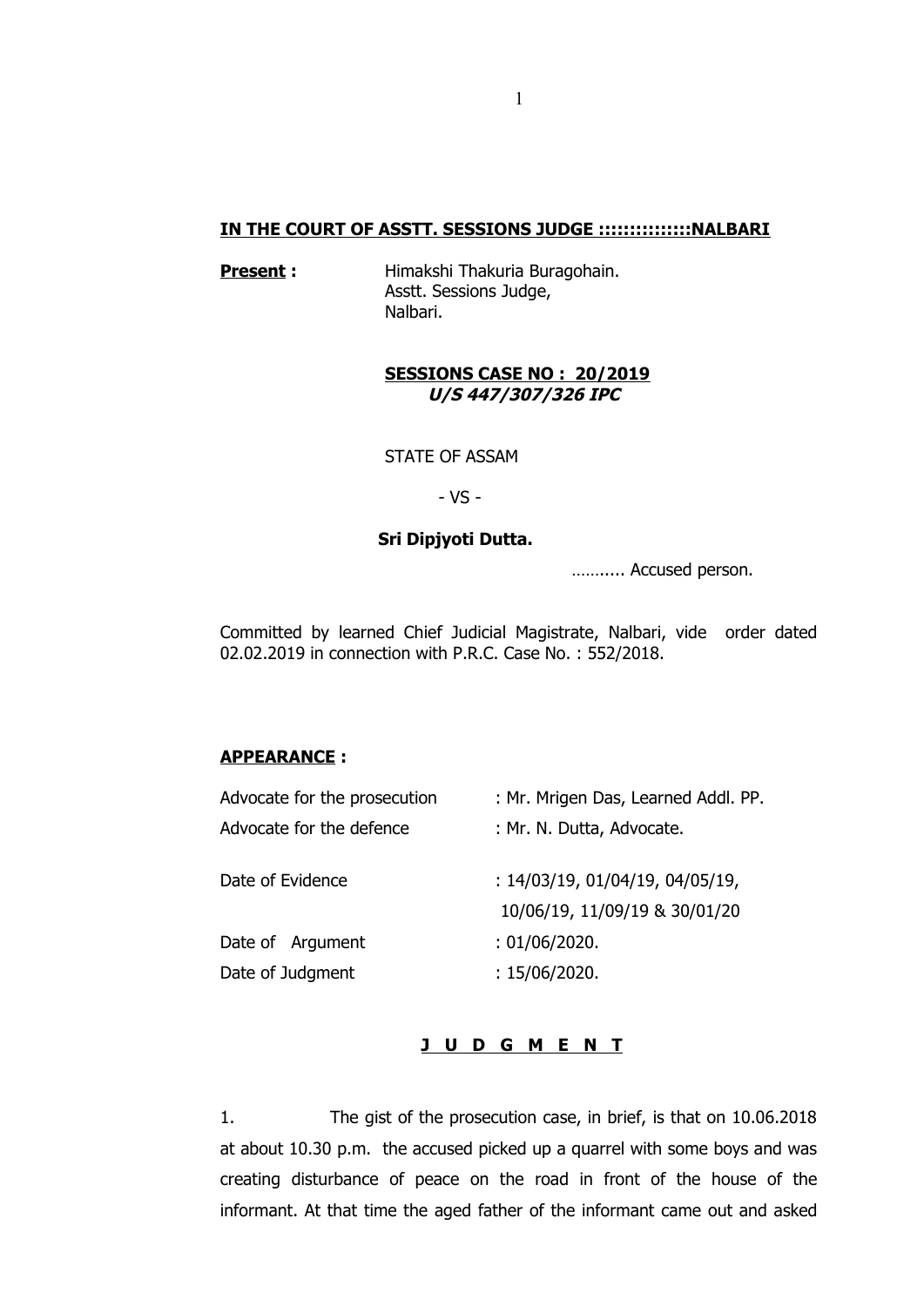**IN THE COURT OF ASSTT. SESSIONS JUDGE ::::::::::::::NALBARI**

**Present :** Himakshi Thakuria Buragohain.
Asstt. Sessions Judge,
Nalbari.

**SESSIONS CASE NO : 20/2019**
***U/S 447/307/326 IPC***

STATE OF ASSAM

- VS -

**Sri Dipjyoti Dutta.**

……..... Accused person.

Committed by learned Chief Judicial Magistrate, Nalbari, vide order dated 02.02.2019 in connection with P.R.C. Case No. : 552/2018.

**APPEARANCE :**

| | |
|---|---|
| Advocate for the prosecution | : Mr. Mrigen Das, Learned Addl. PP. |
| Advocate for the defence | : Mr. N. Dutta, Advocate. |
| Date of Evidence | : 14/03/19, 01/04/19, 04/05/19, 10/06/19, 11/09/19 & 30/01/20 |
| Date of Argument | : 01/06/2020. |
| Date of Judgment | : 15/06/2020. |

**J U D G M E N T**

1. The gist of the prosecution case, in brief, is that on 10.06.2018 at about 10.30 p.m. the accused picked up a quarrel with some boys and was creating disturbance of peace on the road in front of the house of the informant. At that time the aged father of the informant came out and asked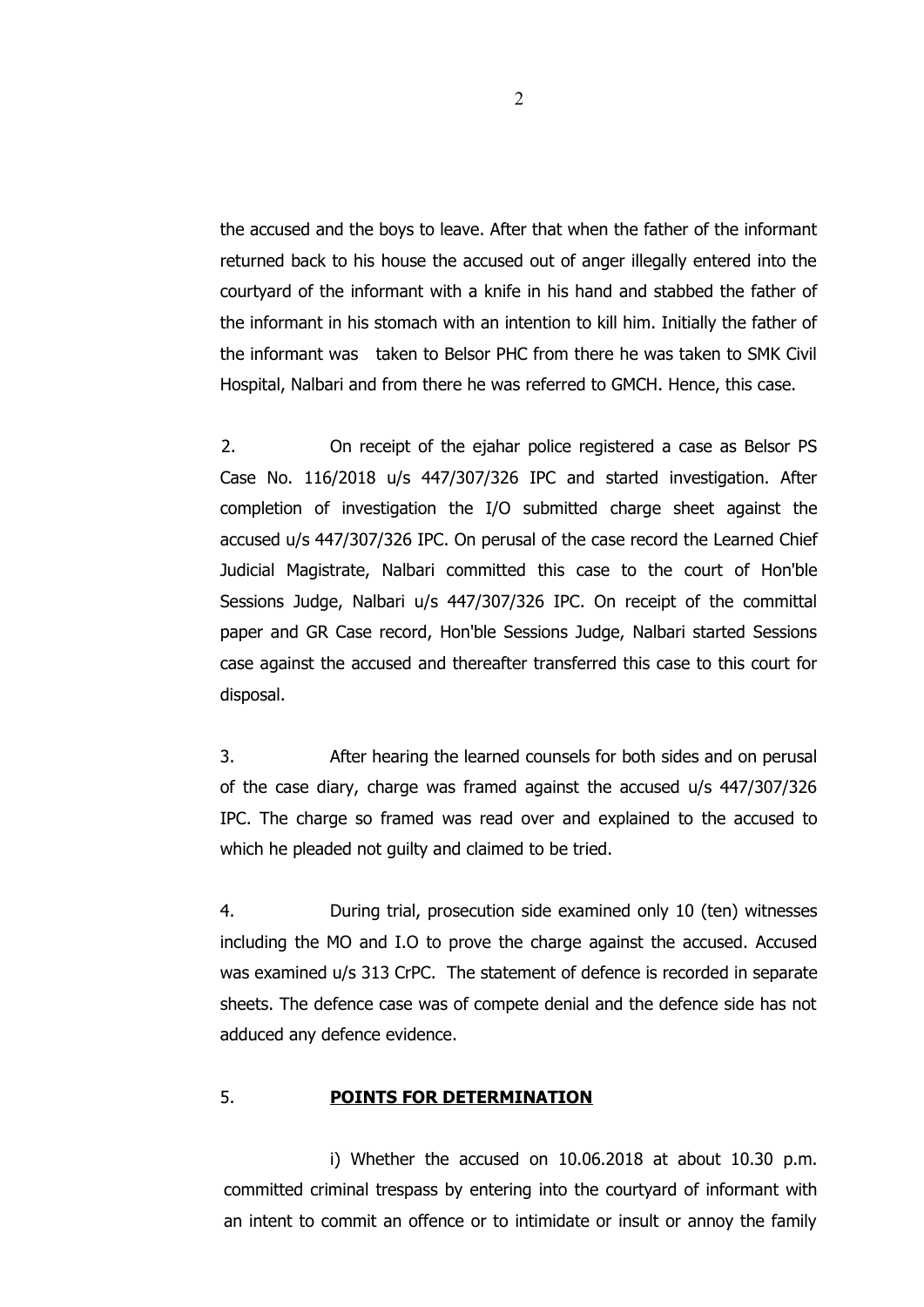the accused and the boys to leave. After that when the father of the informant returned back to his house the accused out of anger illegally entered into the courtyard of the informant with a knife in his hand and stabbed the father of the informant in his stomach with an intention to kill him. Initially the father of the informant was taken to Belsor PHC from there he was taken to SMK Civil Hospital, Nalbari and from there he was referred to GMCH. Hence, this case.

2. On receipt of the ejahar police registered a case as Belsor PS Case No. 116/2018 u/s 447/307/326 IPC and started investigation. After completion of investigation the I/O submitted charge sheet against the accused u/s 447/307/326 IPC. On perusal of the case record the Learned Chief Judicial Magistrate, Nalbari committed this case to the court of Hon'ble Sessions Judge, Nalbari u/s 447/307/326 IPC. On receipt of the committal paper and GR Case record, Hon'ble Sessions Judge, Nalbari started Sessions case against the accused and thereafter transferred this case to this court for disposal.

3. After hearing the learned counsels for both sides and on perusal of the case diary, charge was framed against the accused u/s 447/307/326 IPC. The charge so framed was read over and explained to the accused to which he pleaded not guilty and claimed to be tried.

4. During trial, prosecution side examined only 10 (ten) witnesses including the MO and I.O to prove the charge against the accused. Accused was examined u/s 313 CrPC. The statement of defence is recorded in separate sheets. The defence case was of compete denial and the defence side has not adduced any defence evidence.

5. **POINTS FOR DETERMINATION**

i) Whether the accused on 10.06.2018 at about 10.30 p.m. committed criminal trespass by entering into the courtyard of informant with an intent to commit an offence or to intimidate or insult or annoy the family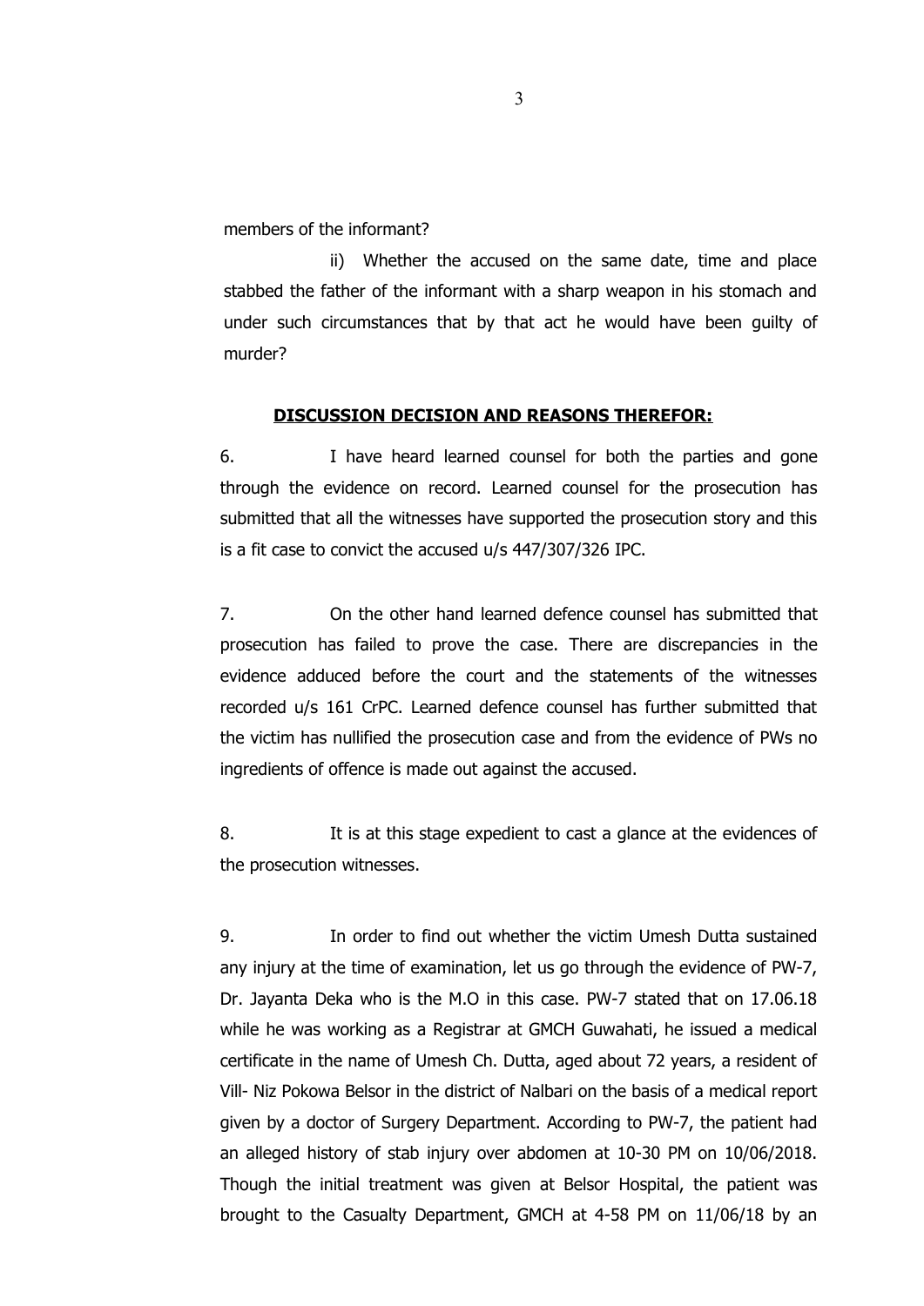members of the informant?

ii) Whether the accused on the same date, time and place stabbed the father of the informant with a sharp weapon in his stomach and under such circumstances that by that act he would have been guilty of murder?

## **DISCUSSION DECISION AND REASONS THEREFOR:**

6. I have heard learned counsel for both the parties and gone through the evidence on record. Learned counsel for the prosecution has submitted that all the witnesses have supported the prosecution story and this is a fit case to convict the accused u/s 447/307/326 IPC.

7. On the other hand learned defence counsel has submitted that prosecution has failed to prove the case. There are discrepancies in the evidence adduced before the court and the statements of the witnesses recorded u/s 161 CrPC. Learned defence counsel has further submitted that the victim has nullified the prosecution case and from the evidence of PWs no ingredients of offence is made out against the accused.

8. It is at this stage expedient to cast a glance at the evidences of the prosecution witnesses.

9. In order to find out whether the victim Umesh Dutta sustained any injury at the time of examination, let us go through the evidence of PW-7, Dr. Jayanta Deka who is the M.O in this case. PW-7 stated that on 17.06.18 while he was working as a Registrar at GMCH Guwahati, he issued a medical certificate in the name of Umesh Ch. Dutta, aged about 72 years, a resident of Vill- Niz Pokowa Belsor in the district of Nalbari on the basis of a medical report given by a doctor of Surgery Department. According to PW-7, the patient had an alleged history of stab injury over abdomen at 10-30 PM on 10/06/2018. Though the initial treatment was given at Belsor Hospital, the patient was brought to the Casualty Department, GMCH at 4-58 PM on 11/06/18 by an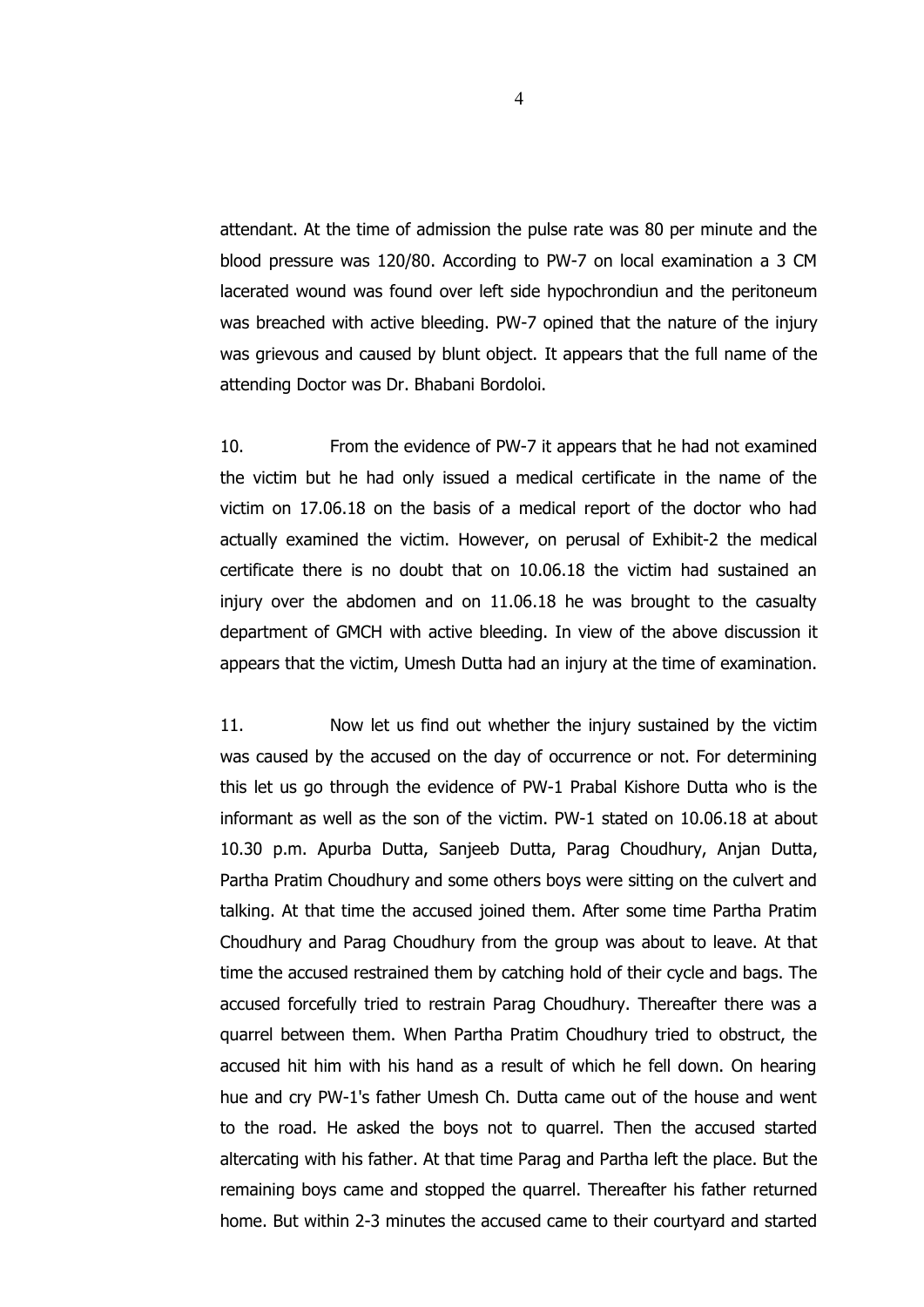attendant. At the time of admission the pulse rate was 80 per minute and the blood pressure was 120/80. According to PW-7 on local examination a 3 CM lacerated wound was found over left side hypochrondiun and the peritoneum was breached with active bleeding. PW-7 opined that the nature of the injury was grievous and caused by blunt object. It appears that the full name of the attending Doctor was Dr. Bhabani Bordoloi.

10. From the evidence of PW-7 it appears that he had not examined the victim but he had only issued a medical certificate in the name of the victim on 17.06.18 on the basis of a medical report of the doctor who had actually examined the victim. However, on perusal of Exhibit-2 the medical certificate there is no doubt that on 10.06.18 the victim had sustained an injury over the abdomen and on 11.06.18 he was brought to the casualty department of GMCH with active bleeding. In view of the above discussion it appears that the victim, Umesh Dutta had an injury at the time of examination.

11. Now let us find out whether the injury sustained by the victim was caused by the accused on the day of occurrence or not. For determining this let us go through the evidence of PW-1 Prabal Kishore Dutta who is the informant as well as the son of the victim. PW-1 stated on 10.06.18 at about 10.30 p.m. Apurba Dutta, Sanjeeb Dutta, Parag Choudhury, Anjan Dutta, Partha Pratim Choudhury and some others boys were sitting on the culvert and talking. At that time the accused joined them. After some time Partha Pratim Choudhury and Parag Choudhury from the group was about to leave. At that time the accused restrained them by catching hold of their cycle and bags. The accused forcefully tried to restrain Parag Choudhury. Thereafter there was a quarrel between them. When Partha Pratim Choudhury tried to obstruct, the accused hit him with his hand as a result of which he fell down. On hearing hue and cry PW-1's father Umesh Ch. Dutta came out of the house and went to the road. He asked the boys not to quarrel. Then the accused started altercating with his father. At that time Parag and Partha left the place. But the remaining boys came and stopped the quarrel. Thereafter his father returned home. But within 2-3 minutes the accused came to their courtyard and started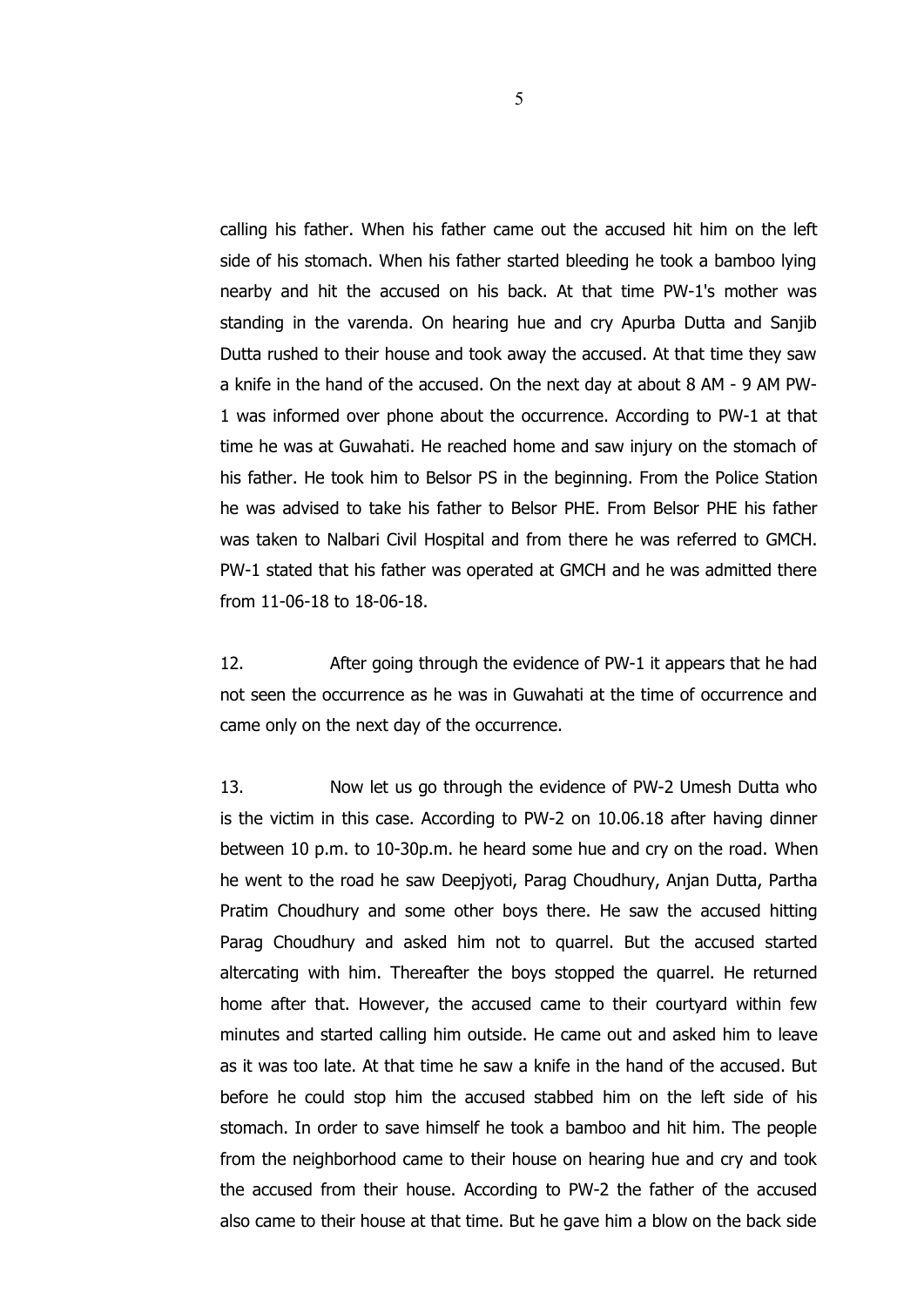calling his father. When his father came out the accused hit him on the left side of his stomach. When his father started bleeding he took a bamboo lying nearby and hit the accused on his back. At that time PW-1's mother was standing in the varenda. On hearing hue and cry Apurba Dutta and Sanjib Dutta rushed to their house and took away the accused. At that time they saw a knife in the hand of the accused. On the next day at about 8 AM - 9 AM PW-1 was informed over phone about the occurrence. According to PW-1 at that time he was at Guwahati. He reached home and saw injury on the stomach of his father. He took him to Belsor PS in the beginning. From the Police Station he was advised to take his father to Belsor PHE. From Belsor PHE his father was taken to Nalbari Civil Hospital and from there he was referred to GMCH. PW-1 stated that his father was operated at GMCH and he was admitted there from 11-06-18 to 18-06-18.

12. After going through the evidence of PW-1 it appears that he had not seen the occurrence as he was in Guwahati at the time of occurrence and came only on the next day of the occurrence.

13. Now let us go through the evidence of PW-2 Umesh Dutta who is the victim in this case. According to PW-2 on 10.06.18 after having dinner between 10 p.m. to 10-30p.m. he heard some hue and cry on the road. When he went to the road he saw Deepjyoti, Parag Choudhury, Anjan Dutta, Partha Pratim Choudhury and some other boys there. He saw the accused hitting Parag Choudhury and asked him not to quarrel. But the accused started altercating with him. Thereafter the boys stopped the quarrel. He returned home after that. However, the accused came to their courtyard within few minutes and started calling him outside. He came out and asked him to leave as it was too late. At that time he saw a knife in the hand of the accused. But before he could stop him the accused stabbed him on the left side of his stomach. In order to save himself he took a bamboo and hit him. The people from the neighborhood came to their house on hearing hue and cry and took the accused from their house. According to PW-2 the father of the accused also came to their house at that time. But he gave him a blow on the back side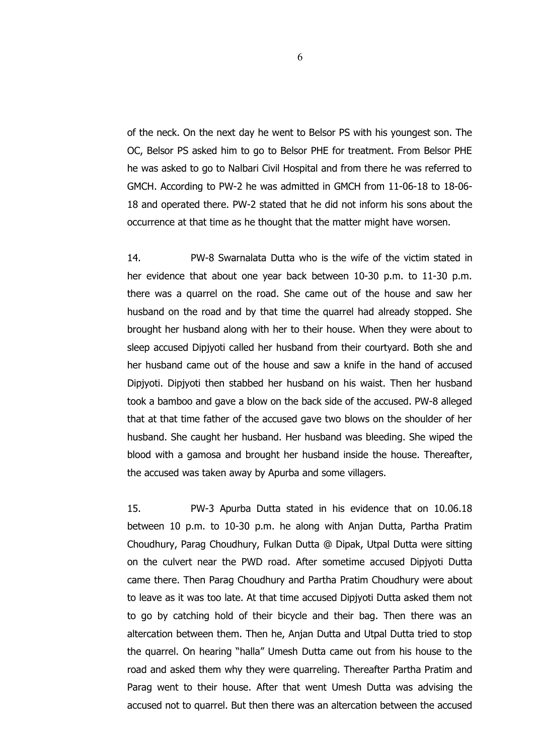of the neck. On the next day he went to Belsor PS with his youngest son. The OC, Belsor PS asked him to go to Belsor PHE for treatment. From Belsor PHE he was asked to go to Nalbari Civil Hospital and from there he was referred to GMCH. According to PW-2 he was admitted in GMCH from 11-06-18 to 18-06-18 and operated there. PW-2 stated that he did not inform his sons about the occurrence at that time as he thought that the matter might have worsen.

14. PW-8 Swarnalata Dutta who is the wife of the victim stated in her evidence that about one year back between 10-30 p.m. to 11-30 p.m. there was a quarrel on the road. She came out of the house and saw her husband on the road and by that time the quarrel had already stopped. She brought her husband along with her to their house. When they were about to sleep accused Dipjyoti called her husband from their courtyard. Both she and her husband came out of the house and saw a knife in the hand of accused Dipjyoti. Dipjyoti then stabbed her husband on his waist. Then her husband took a bamboo and gave a blow on the back side of the accused. PW-8 alleged that at that time father of the accused gave two blows on the shoulder of her husband. She caught her husband. Her husband was bleeding. She wiped the blood with a gamosa and brought her husband inside the house. Thereafter, the accused was taken away by Apurba and some villagers.

15. PW-3 Apurba Dutta stated in his evidence that on 10.06.18 between 10 p.m. to 10-30 p.m. he along with Anjan Dutta, Partha Pratim Choudhury, Parag Choudhury, Fulkan Dutta @ Dipak, Utpal Dutta were sitting on the culvert near the PWD road. After sometime accused Dipjyoti Dutta came there. Then Parag Choudhury and Partha Pratim Choudhury were about to leave as it was too late. At that time accused Dipjyoti Dutta asked them not to go by catching hold of their bicycle and their bag. Then there was an altercation between them. Then he, Anjan Dutta and Utpal Dutta tried to stop the quarrel. On hearing "halla" Umesh Dutta came out from his house to the road and asked them why they were quarreling. Thereafter Partha Pratim and Parag went to their house. After that went Umesh Dutta was advising the accused not to quarrel. But then there was an altercation between the accused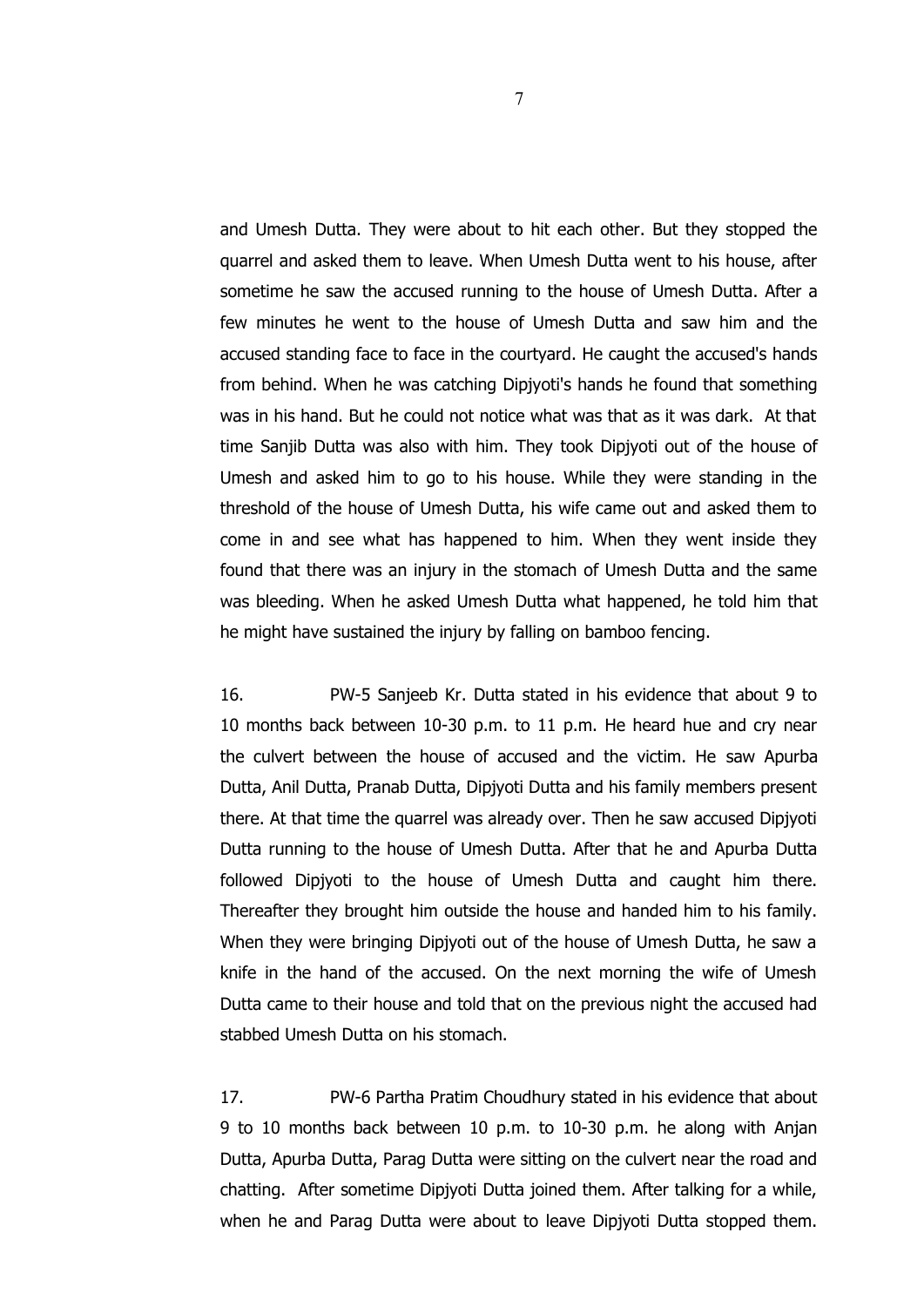and Umesh Dutta. They were about to hit each other. But they stopped the quarrel and asked them to leave. When Umesh Dutta went to his house, after sometime he saw the accused running to the house of Umesh Dutta. After a few minutes he went to the house of Umesh Dutta and saw him and the accused standing face to face in the courtyard. He caught the accused's hands from behind. When he was catching Dipjyoti's hands he found that something was in his hand. But he could not notice what was that as it was dark. At that time Sanjib Dutta was also with him. They took Dipjyoti out of the house of Umesh and asked him to go to his house. While they were standing in the threshold of the house of Umesh Dutta, his wife came out and asked them to come in and see what has happened to him. When they went inside they found that there was an injury in the stomach of Umesh Dutta and the same was bleeding. When he asked Umesh Dutta what happened, he told him that he might have sustained the injury by falling on bamboo fencing.

16. PW-5 Sanjeeb Kr. Dutta stated in his evidence that about 9 to 10 months back between 10-30 p.m. to 11 p.m. He heard hue and cry near the culvert between the house of accused and the victim. He saw Apurba Dutta, Anil Dutta, Pranab Dutta, Dipjyoti Dutta and his family members present there. At that time the quarrel was already over. Then he saw accused Dipjyoti Dutta running to the house of Umesh Dutta. After that he and Apurba Dutta followed Dipjyoti to the house of Umesh Dutta and caught him there. Thereafter they brought him outside the house and handed him to his family. When they were bringing Dipjyoti out of the house of Umesh Dutta, he saw a knife in the hand of the accused. On the next morning the wife of Umesh Dutta came to their house and told that on the previous night the accused had stabbed Umesh Dutta on his stomach.

17. PW-6 Partha Pratim Choudhury stated in his evidence that about 9 to 10 months back between 10 p.m. to 10-30 p.m. he along with Anjan Dutta, Apurba Dutta, Parag Dutta were sitting on the culvert near the road and chatting. After sometime Dipjyoti Dutta joined them. After talking for a while, when he and Parag Dutta were about to leave Dipjyoti Dutta stopped them.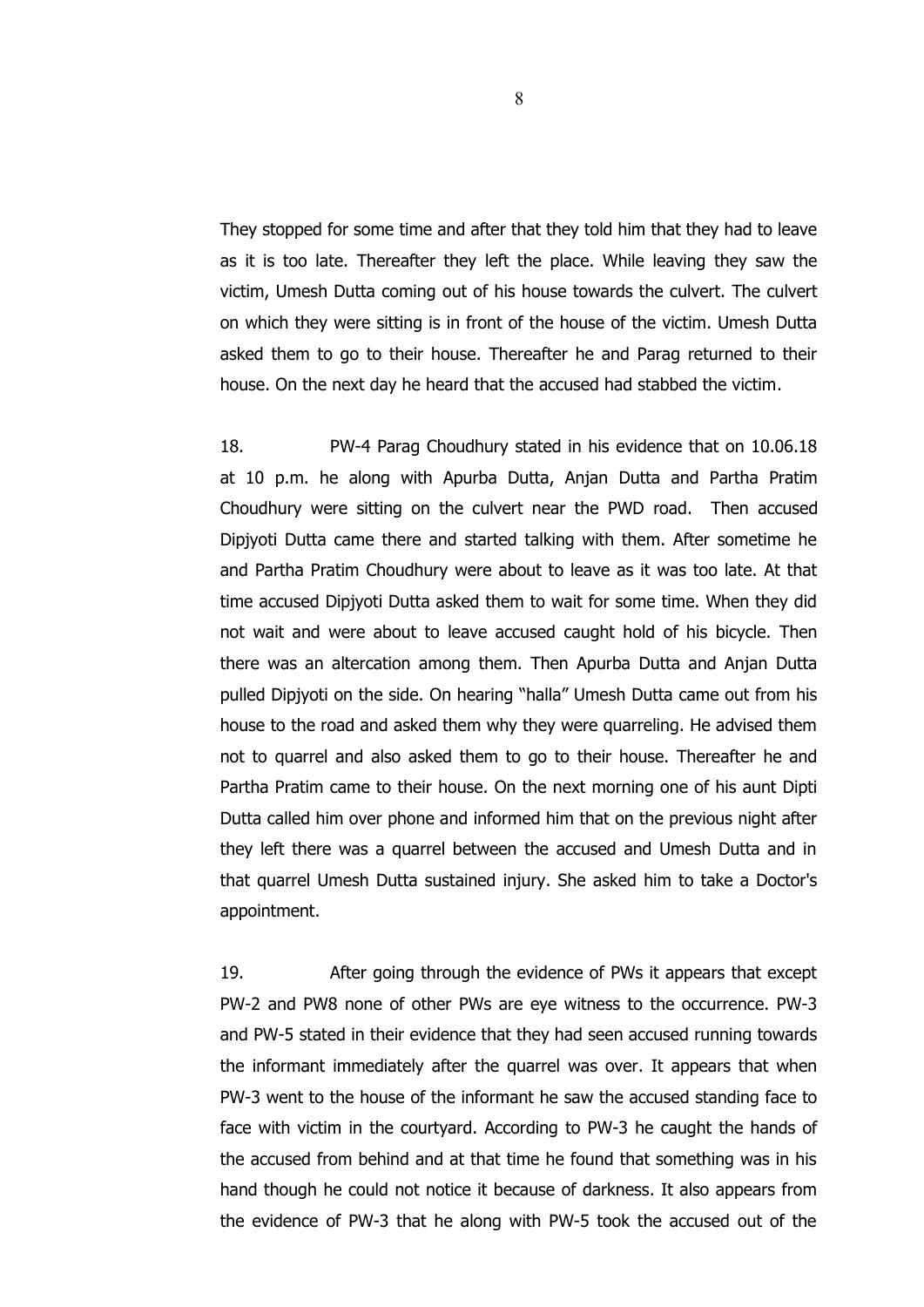They stopped for some time and after that they told him that they had to leave as it is too late. Thereafter they left the place. While leaving they saw the victim, Umesh Dutta coming out of his house towards the culvert. The culvert on which they were sitting is in front of the house of the victim. Umesh Dutta asked them to go to their house. Thereafter he and Parag returned to their house. On the next day he heard that the accused had stabbed the victim.

18. PW-4 Parag Choudhury stated in his evidence that on 10.06.18 at 10 p.m. he along with Apurba Dutta, Anjan Dutta and Partha Pratim Choudhury were sitting on the culvert near the PWD road. Then accused Dipjyoti Dutta came there and started talking with them. After sometime he and Partha Pratim Choudhury were about to leave as it was too late. At that time accused Dipjyoti Dutta asked them to wait for some time. When they did not wait and were about to leave accused caught hold of his bicycle. Then there was an altercation among them. Then Apurba Dutta and Anjan Dutta pulled Dipjyoti on the side. On hearing "halla" Umesh Dutta came out from his house to the road and asked them why they were quarreling. He advised them not to quarrel and also asked them to go to their house. Thereafter he and Partha Pratim came to their house. On the next morning one of his aunt Dipti Dutta called him over phone and informed him that on the previous night after they left there was a quarrel between the accused and Umesh Dutta and in that quarrel Umesh Dutta sustained injury. She asked him to take a Doctor's appointment.

19. After going through the evidence of PWs it appears that except PW-2 and PW8 none of other PWs are eye witness to the occurrence. PW-3 and PW-5 stated in their evidence that they had seen accused running towards the informant immediately after the quarrel was over. It appears that when PW-3 went to the house of the informant he saw the accused standing face to face with victim in the courtyard. According to PW-3 he caught the hands of the accused from behind and at that time he found that something was in his hand though he could not notice it because of darkness. It also appears from the evidence of PW-3 that he along with PW-5 took the accused out of the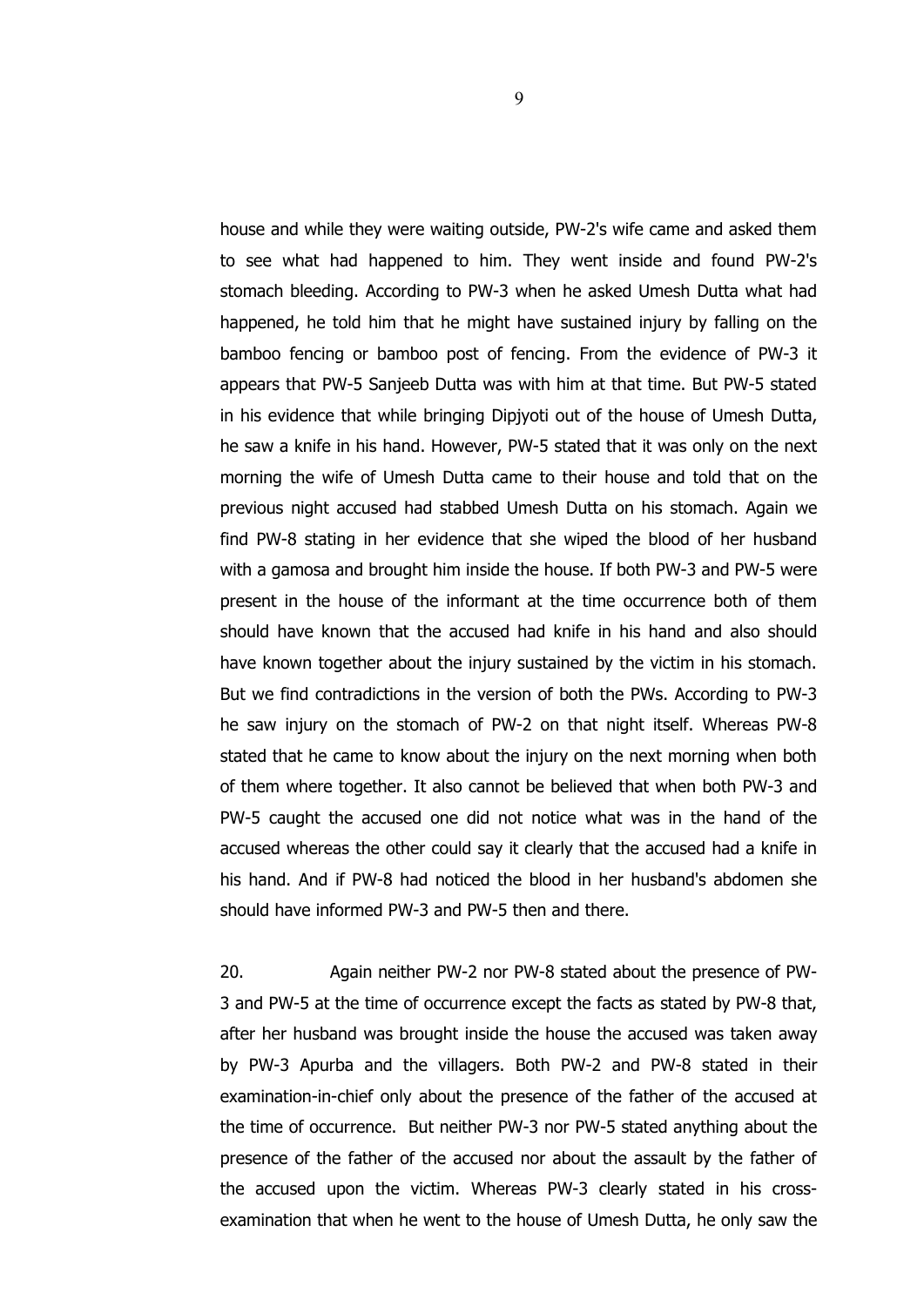house and while they were waiting outside, PW-2's wife came and asked them to see what had happened to him. They went inside and found PW-2's stomach bleeding. According to PW-3 when he asked Umesh Dutta what had happened, he told him that he might have sustained injury by falling on the bamboo fencing or bamboo post of fencing. From the evidence of PW-3 it appears that PW-5 Sanjeeb Dutta was with him at that time. But PW-5 stated in his evidence that while bringing Dipjyoti out of the house of Umesh Dutta, he saw a knife in his hand. However, PW-5 stated that it was only on the next morning the wife of Umesh Dutta came to their house and told that on the previous night accused had stabbed Umesh Dutta on his stomach. Again we find PW-8 stating in her evidence that she wiped the blood of her husband with a gamosa and brought him inside the house. If both PW-3 and PW-5 were present in the house of the informant at the time occurrence both of them should have known that the accused had knife in his hand and also should have known together about the injury sustained by the victim in his stomach. But we find contradictions in the version of both the PWs. According to PW-3 he saw injury on the stomach of PW-2 on that night itself. Whereas PW-8 stated that he came to know about the injury on the next morning when both of them where together. It also cannot be believed that when both PW-3 and PW-5 caught the accused one did not notice what was in the hand of the accused whereas the other could say it clearly that the accused had a knife in his hand. And if PW-8 had noticed the blood in her husband's abdomen she should have informed PW-3 and PW-5 then and there.

20. Again neither PW-2 nor PW-8 stated about the presence of PW-3 and PW-5 at the time of occurrence except the facts as stated by PW-8 that, after her husband was brought inside the house the accused was taken away by PW-3 Apurba and the villagers. Both PW-2 and PW-8 stated in their examination-in-chief only about the presence of the father of the accused at the time of occurrence. But neither PW-3 nor PW-5 stated anything about the presence of the father of the accused nor about the assault by the father of the accused upon the victim. Whereas PW-3 clearly stated in his cross-examination that when he went to the house of Umesh Dutta, he only saw the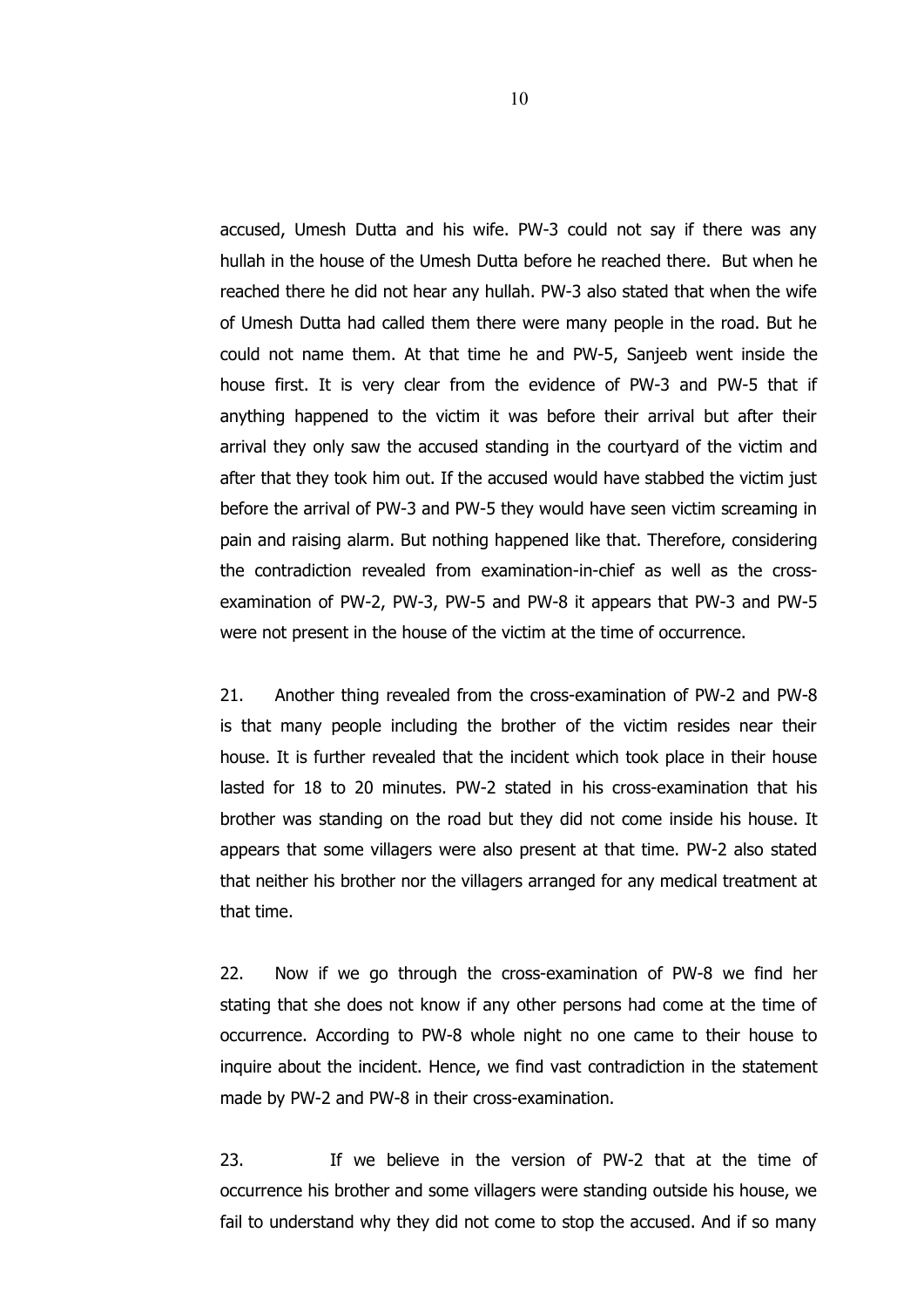accused, Umesh Dutta and his wife. PW-3 could not say if there was any hullah in the house of the Umesh Dutta before he reached there. But when he reached there he did not hear any hullah. PW-3 also stated that when the wife of Umesh Dutta had called them there were many people in the road. But he could not name them. At that time he and PW-5, Sanjeeb went inside the house first. It is very clear from the evidence of PW-3 and PW-5 that if anything happened to the victim it was before their arrival but after their arrival they only saw the accused standing in the courtyard of the victim and after that they took him out. If the accused would have stabbed the victim just before the arrival of PW-3 and PW-5 they would have seen victim screaming in pain and raising alarm. But nothing happened like that. Therefore, considering the contradiction revealed from examination-in-chief as well as the cross-examination of PW-2, PW-3, PW-5 and PW-8 it appears that PW-3 and PW-5 were not present in the house of the victim at the time of occurrence.

21. Another thing revealed from the cross-examination of PW-2 and PW-8 is that many people including the brother of the victim resides near their house. It is further revealed that the incident which took place in their house lasted for 18 to 20 minutes. PW-2 stated in his cross-examination that his brother was standing on the road but they did not come inside his house. It appears that some villagers were also present at that time. PW-2 also stated that neither his brother nor the villagers arranged for any medical treatment at that time.

22. Now if we go through the cross-examination of PW-8 we find her stating that she does not know if any other persons had come at the time of occurrence. According to PW-8 whole night no one came to their house to inquire about the incident. Hence, we find vast contradiction in the statement made by PW-2 and PW-8 in their cross-examination.

23. If we believe in the version of PW-2 that at the time of occurrence his brother and some villagers were standing outside his house, we fail to understand why they did not come to stop the accused. And if so many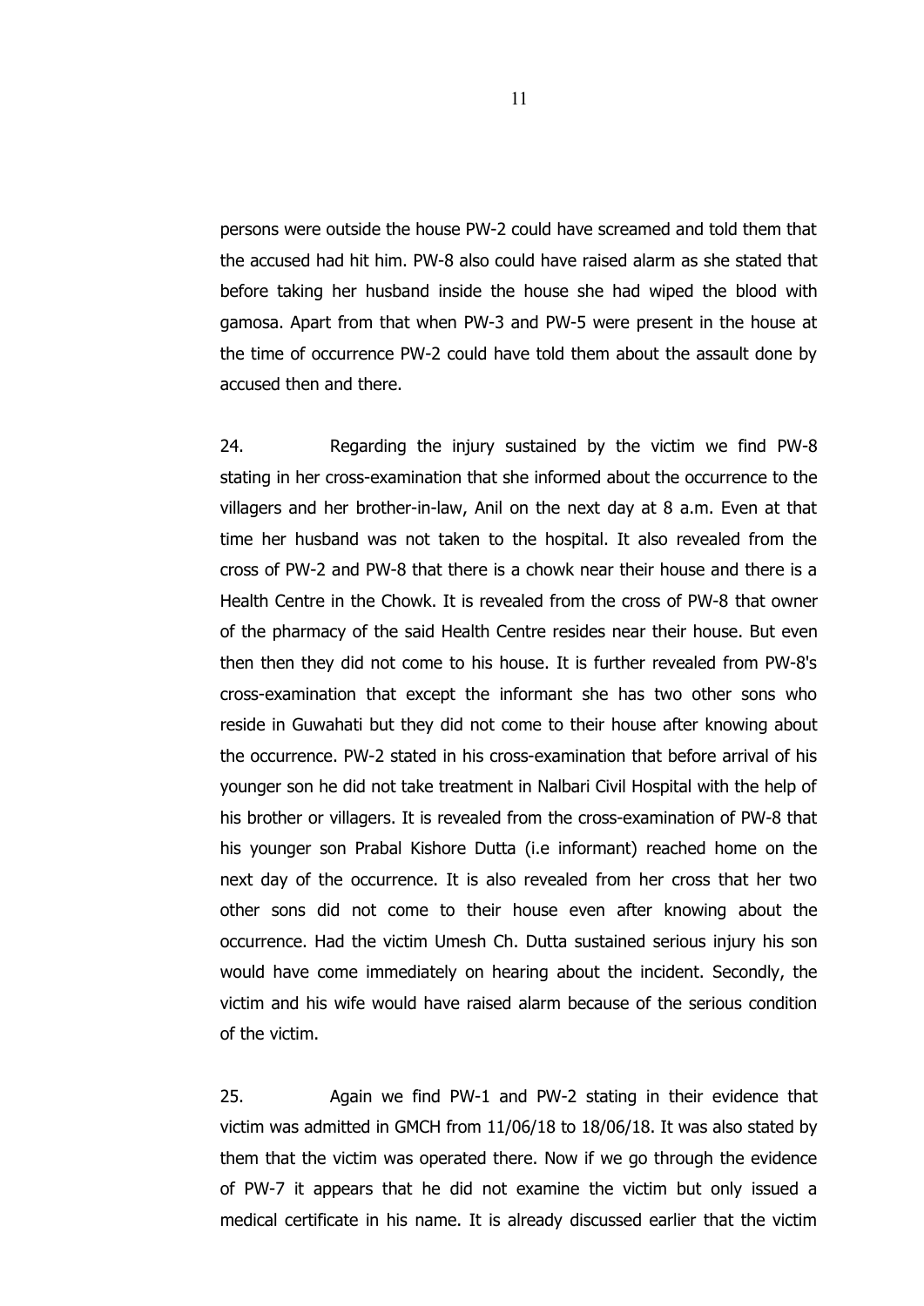persons were outside the house PW-2 could have screamed and told them that the accused had hit him. PW-8 also could have raised alarm as she stated that before taking her husband inside the house she had wiped the blood with gamosa. Apart from that when PW-3 and PW-5 were present in the house at the time of occurrence PW-2 could have told them about the assault done by accused then and there.

24. Regarding the injury sustained by the victim we find PW-8 stating in her cross-examination that she informed about the occurrence to the villagers and her brother-in-law, Anil on the next day at 8 a.m. Even at that time her husband was not taken to the hospital. It also revealed from the cross of PW-2 and PW-8 that there is a chowk near their house and there is a Health Centre in the Chowk. It is revealed from the cross of PW-8 that owner of the pharmacy of the said Health Centre resides near their house. But even then then they did not come to his house. It is further revealed from PW-8's cross-examination that except the informant she has two other sons who reside in Guwahati but they did not come to their house after knowing about the occurrence. PW-2 stated in his cross-examination that before arrival of his younger son he did not take treatment in Nalbari Civil Hospital with the help of his brother or villagers. It is revealed from the cross-examination of PW-8 that his younger son Prabal Kishore Dutta (i.e informant) reached home on the next day of the occurrence. It is also revealed from her cross that her two other sons did not come to their house even after knowing about the occurrence. Had the victim Umesh Ch. Dutta sustained serious injury his son would have come immediately on hearing about the incident. Secondly, the victim and his wife would have raised alarm because of the serious condition of the victim.

25. Again we find PW-1 and PW-2 stating in their evidence that victim was admitted in GMCH from 11/06/18 to 18/06/18. It was also stated by them that the victim was operated there. Now if we go through the evidence of PW-7 it appears that he did not examine the victim but only issued a medical certificate in his name. It is already discussed earlier that the victim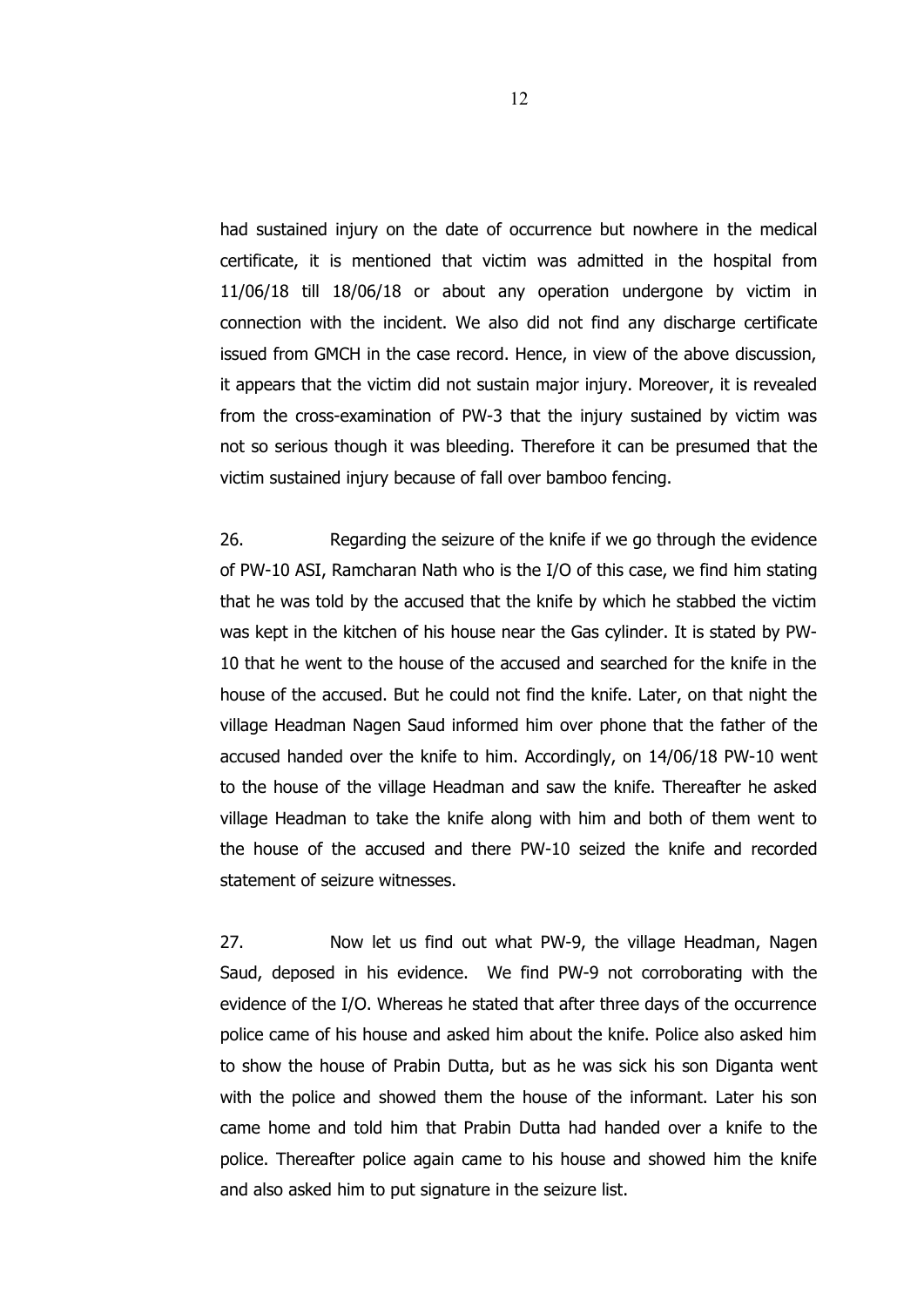had sustained injury on the date of occurrence but nowhere in the medical certificate, it is mentioned that victim was admitted in the hospital from 11/06/18 till 18/06/18 or about any operation undergone by victim in connection with the incident. We also did not find any discharge certificate issued from GMCH in the case record. Hence, in view of the above discussion, it appears that the victim did not sustain major injury. Moreover, it is revealed from the cross-examination of PW-3 that the injury sustained by victim was not so serious though it was bleeding. Therefore it can be presumed that the victim sustained injury because of fall over bamboo fencing.

26. Regarding the seizure of the knife if we go through the evidence of PW-10 ASI, Ramcharan Nath who is the I/O of this case, we find him stating that he was told by the accused that the knife by which he stabbed the victim was kept in the kitchen of his house near the Gas cylinder. It is stated by PW-10 that he went to the house of the accused and searched for the knife in the house of the accused. But he could not find the knife. Later, on that night the village Headman Nagen Saud informed him over phone that the father of the accused handed over the knife to him. Accordingly, on 14/06/18 PW-10 went to the house of the village Headman and saw the knife. Thereafter he asked village Headman to take the knife along with him and both of them went to the house of the accused and there PW-10 seized the knife and recorded statement of seizure witnesses.

27. Now let us find out what PW-9, the village Headman, Nagen Saud, deposed in his evidence. We find PW-9 not corroborating with the evidence of the I/O. Whereas he stated that after three days of the occurrence police came of his house and asked him about the knife. Police also asked him to show the house of Prabin Dutta, but as he was sick his son Diganta went with the police and showed them the house of the informant. Later his son came home and told him that Prabin Dutta had handed over a knife to the police. Thereafter police again came to his house and showed him the knife and also asked him to put signature in the seizure list.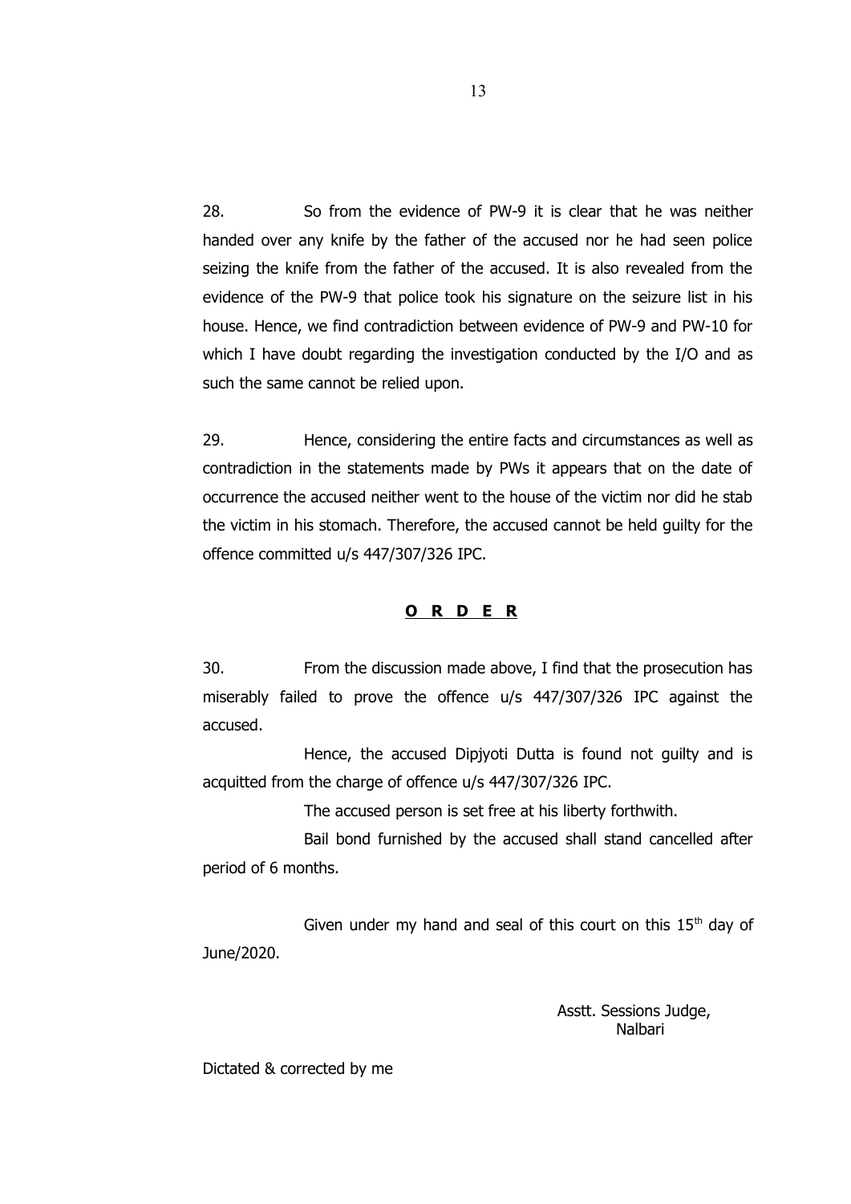28. So from the evidence of PW-9 it is clear that he was neither handed over any knife by the father of the accused nor he had seen police seizing the knife from the father of the accused. It is also revealed from the evidence of the PW-9 that police took his signature on the seizure list in his house. Hence, we find contradiction between evidence of PW-9 and PW-10 for which I have doubt regarding the investigation conducted by the I/O and as such the same cannot be relied upon.

29. Hence, considering the entire facts and circumstances as well as contradiction in the statements made by PWs it appears that on the date of occurrence the accused neither went to the house of the victim nor did he stab the victim in his stomach. Therefore, the accused cannot be held guilty for the offence committed u/s 447/307/326 IPC.

## **O R D E R**

30. From the discussion made above, I find that the prosecution has miserably failed to prove the offence u/s 447/307/326 IPC against the accused.

Hence, the accused Dipjyoti Dutta is found not guilty and is acquitted from the charge of offence u/s 447/307/326 IPC.

The accused person is set free at his liberty forthwith.

Bail bond furnished by the accused shall stand cancelled after period of 6 months.

Given under my hand and seal of this court on this 15th day of June/2020.

Asstt. Sessions Judge,
Nalbari

Dictated & corrected by me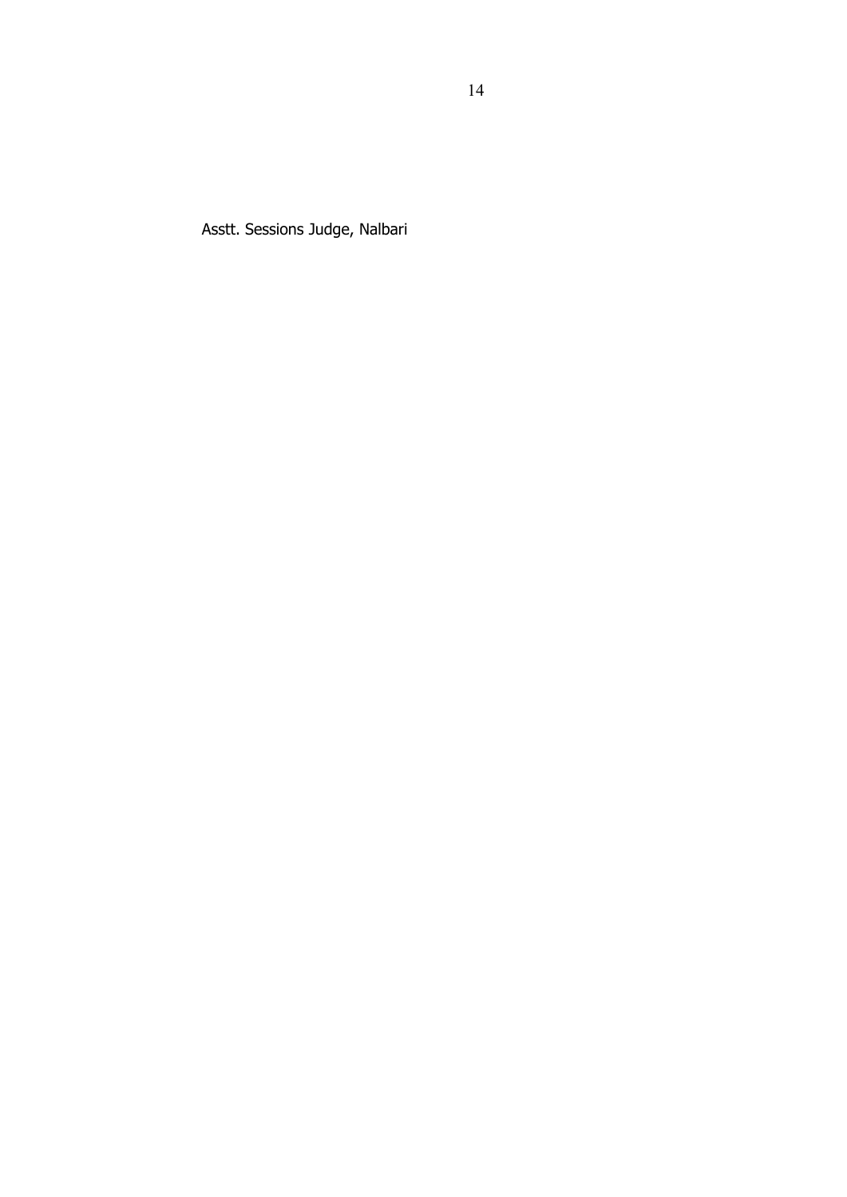Asstt. Sessions Judge, Nalbari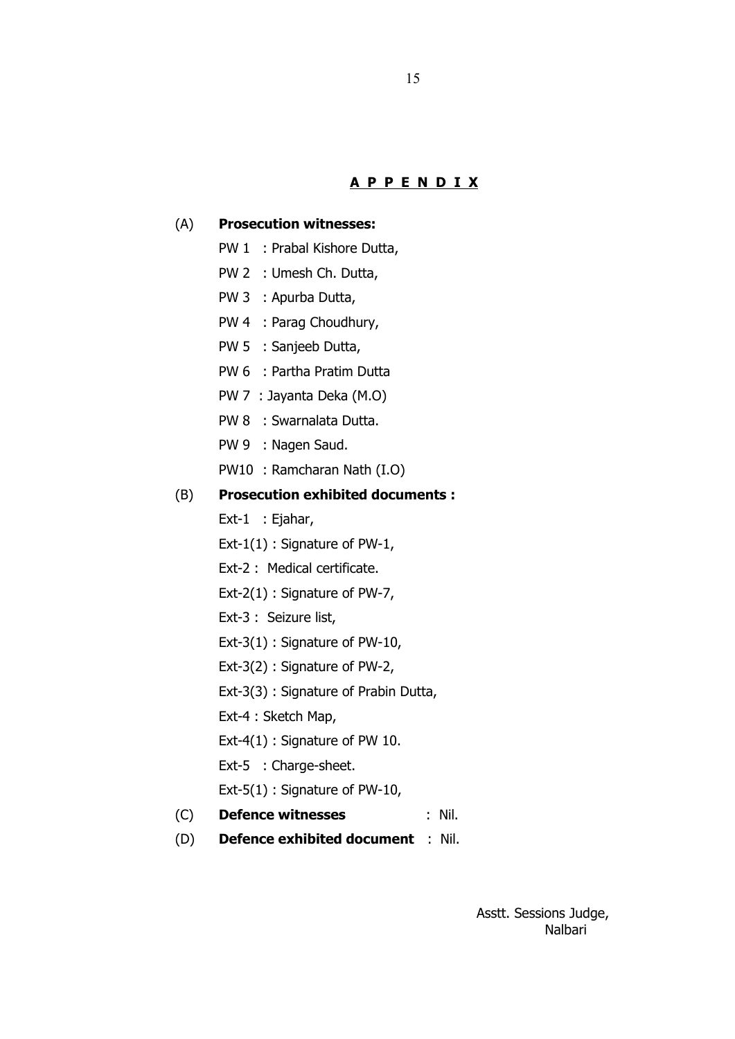# A P P E N D I X

(A) **Prosecution witnesses:**

PW 1 : Prabal Kishore Dutta,

PW 2 : Umesh Ch. Dutta,

PW 3 : Apurba Dutta,

PW 4 : Parag Choudhury,

PW 5 : Sanjeeb Dutta,

PW 6 : Partha Pratim Dutta

PW 7 : Jayanta Deka (M.O)

PW 8 : Swarnalata Dutta.

PW 9 : Nagen Saud.

PW10 : Ramcharan Nath (I.O)

(B) **Prosecution exhibited documents :**

Ext-1 : Ejahar,

Ext-1(1) : Signature of PW-1,

Ext-2 : Medical certificate.

Ext-2(1) : Signature of PW-7,

Ext-3 : Seizure list,

Ext-3(1) : Signature of PW-10,

Ext-3(2) : Signature of PW-2,

Ext-3(3) : Signature of Prabin Dutta,

Ext-4 : Sketch Map,

Ext-4(1) : Signature of PW 10.

Ext-5 : Charge-sheet.

Ext-5(1) : Signature of PW-10,

(C) **Defence witnesses** : Nil.

(D) **Defence exhibited document** : Nil.

Asstt. Sessions Judge,
Nalbari